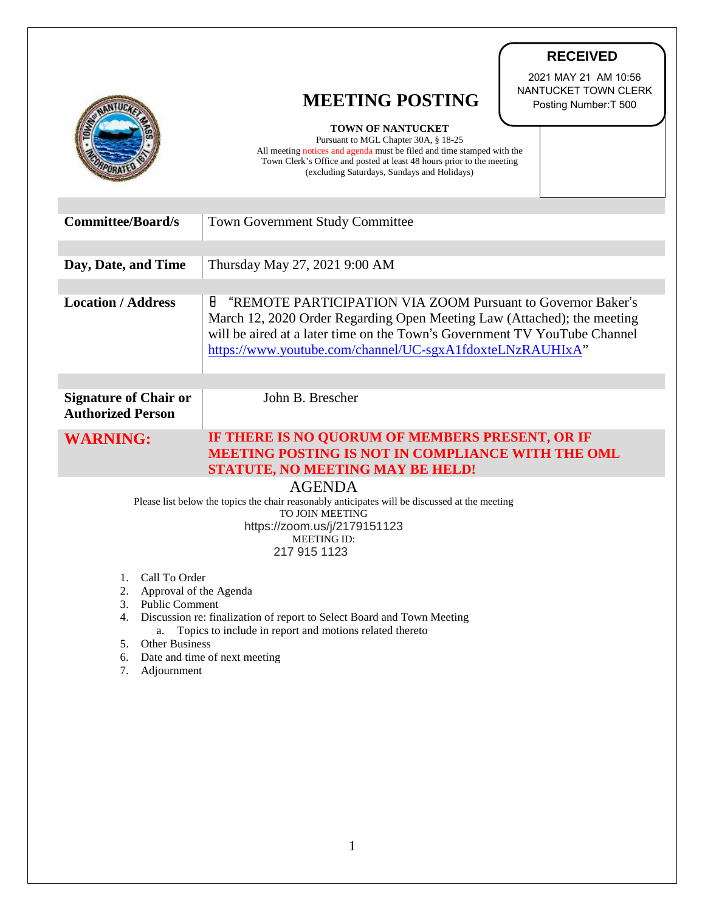**RECEIVED**

2021 MAY 21 AM 10:56
NANTUCKET TOWN CLERK
Posting Number:T 500

# MEETING POSTING

**TOWN OF NANTUCKET**
Pursuant to MGL Chapter 30A, § 18-25
All meeting notices and agenda must be filed and time stamped with the Town Clerk's Office and posted at least 48 hours prior to the meeting (excluding Saturdays, Sundays and Holidays)

| | |
|---|---|
| **Committee/Board/s** | Town Government Study Committee |
| **Day, Date, and Time** | Thursday May 27, 2021 9:00 AM |
| **Location / Address** | "REMOTE PARTICIPATION VIA ZOOM Pursuant to Governor Baker's March 12, 2020 Order Regarding Open Meeting Law (Attached); the meeting will be aired at a later time on the Town's Government TV YouTube Channel https://www.youtube.com/channel/UC-sgxA1fdoxteLNzRAUHIxA" |
| **Signature of Chair or Authorized Person** | John B. Brescher |
| **WARNING:** | **IF THERE IS NO QUORUM OF MEMBERS PRESENT, OR IF MEETING POSTING IS NOT IN COMPLIANCE WITH THE OML STATUTE, NO MEETING MAY BE HELD!** |

## AGENDA

Please list below the topics the chair reasonably anticipates will be discussed at the meeting

TO JOIN MEETING
https://zoom.us/j/2179151123
MEETING ID:
217 915 1123

1. Call To Order
2. Approval of the Agenda
3. Public Comment
4. Discussion re: finalization of report to Select Board and Town Meeting
   a. Topics to include in report and motions related thereto
5. Other Business
6. Date and time of next meeting
7. Adjournment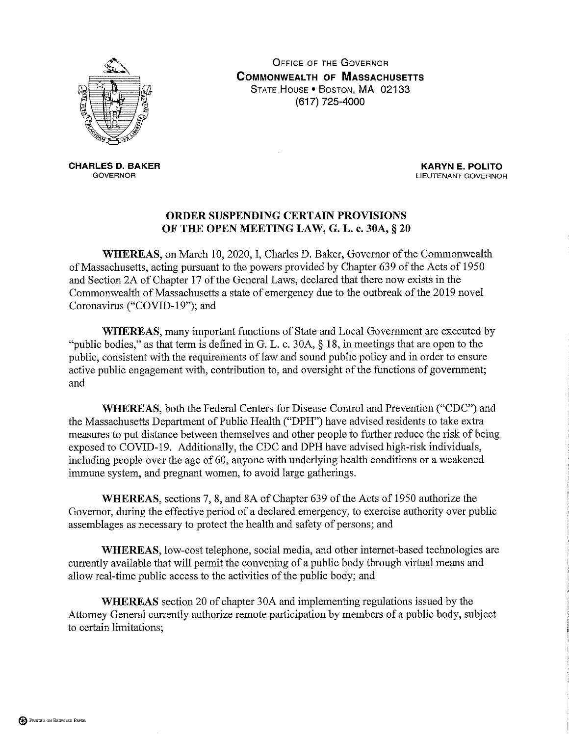OFFICE OF THE GOVERNOR
**COMMONWEALTH OF MASSACHUSETTS**
STATE HOUSE • BOSTON, MA 02133
(617) 725-4000

**CHARLES D. BAKER**
GOVERNOR

**KARYN E. POLITO**
LIEUTENANT GOVERNOR

## ORDER SUSPENDING CERTAIN PROVISIONS OF THE OPEN MEETING LAW, G. L. c. 30A, § 20

**WHEREAS**, on March 10, 2020, I, Charles D. Baker, Governor of the Commonwealth of Massachusetts, acting pursuant to the powers provided by Chapter 639 of the Acts of 1950 and Section 2A of Chapter 17 of the General Laws, declared that there now exists in the Commonwealth of Massachusetts a state of emergency due to the outbreak of the 2019 novel Coronavirus ("COVID-19"); and

**WHEREAS**, many important functions of State and Local Government are executed by "public bodies," as that term is defined in G. L. c. 30A, § 18, in meetings that are open to the public, consistent with the requirements of law and sound public policy and in order to ensure active public engagement with, contribution to, and oversight of the functions of government; and

**WHEREAS**, both the Federal Centers for Disease Control and Prevention ("CDC") and the Massachusetts Department of Public Health ("DPH") have advised residents to take extra measures to put distance between themselves and other people to further reduce the risk of being exposed to COVID-19. Additionally, the CDC and DPH have advised high-risk individuals, including people over the age of 60, anyone with underlying health conditions or a weakened immune system, and pregnant women, to avoid large gatherings.

**WHEREAS**, sections 7, 8, and 8A of Chapter 639 of the Acts of 1950 authorize the Governor, during the effective period of a declared emergency, to exercise authority over public assemblages as necessary to protect the health and safety of persons; and

**WHEREAS**, low-cost telephone, social media, and other internet-based technologies are currently available that will permit the convening of a public body through virtual means and allow real-time public access to the activities of the public body; and

**WHEREAS** section 20 of chapter 30A and implementing regulations issued by the Attorney General currently authorize remote participation by members of a public body, subject to certain limitations;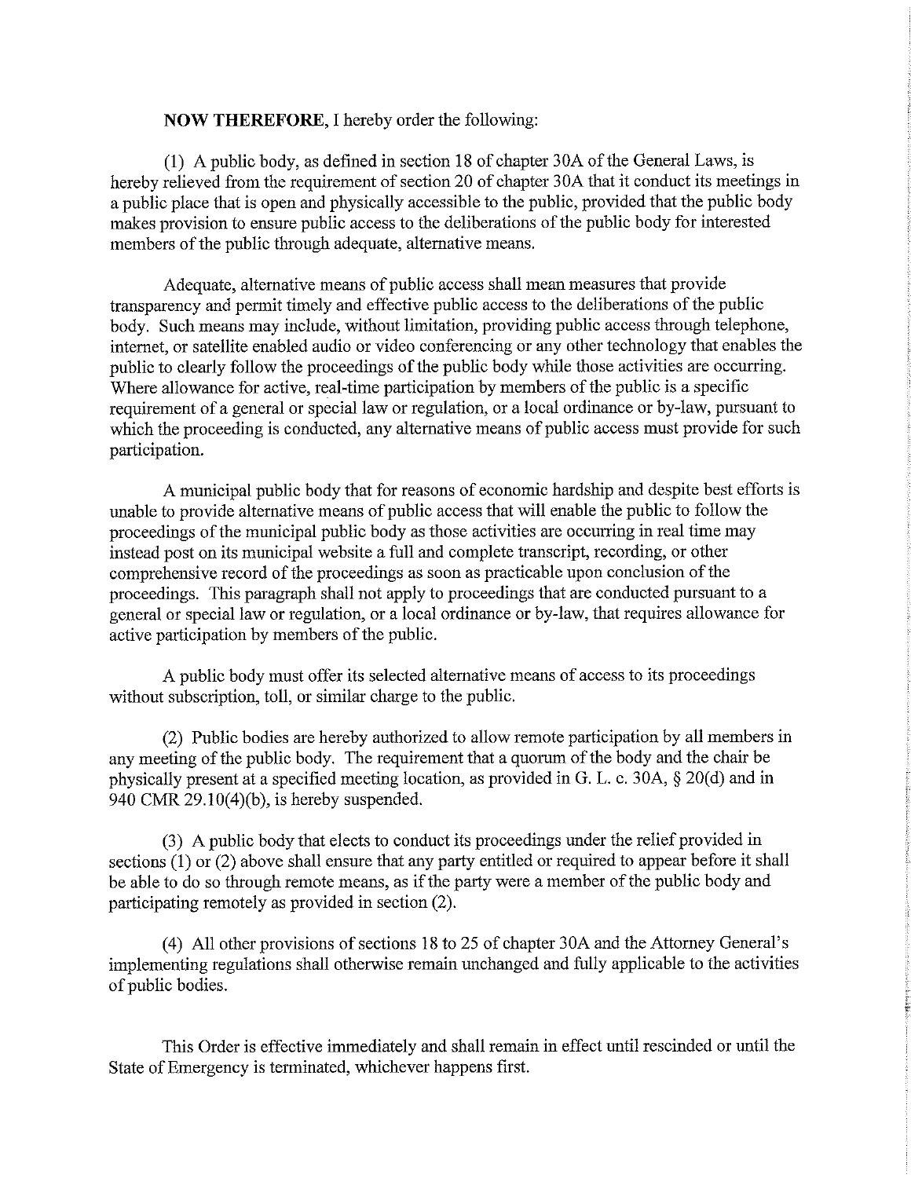**NOW THEREFORE**, I hereby order the following:

(1) A public body, as defined in section 18 of chapter 30A of the General Laws, is hereby relieved from the requirement of section 20 of chapter 30A that it conduct its meetings in a public place that is open and physically accessible to the public, provided that the public body makes provision to ensure public access to the deliberations of the public body for interested members of the public through adequate, alternative means.

Adequate, alternative means of public access shall mean measures that provide transparency and permit timely and effective public access to the deliberations of the public body. Such means may include, without limitation, providing public access through telephone, internet, or satellite enabled audio or video conferencing or any other technology that enables the public to clearly follow the proceedings of the public body while those activities are occurring. Where allowance for active, real-time participation by members of the public is a specific requirement of a general or special law or regulation, or a local ordinance or by-law, pursuant to which the proceeding is conducted, any alternative means of public access must provide for such participation.

A municipal public body that for reasons of economic hardship and despite best efforts is unable to provide alternative means of public access that will enable the public to follow the proceedings of the municipal public body as those activities are occurring in real time may instead post on its municipal website a full and complete transcript, recording, or other comprehensive record of the proceedings as soon as practicable upon conclusion of the proceedings. This paragraph shall not apply to proceedings that are conducted pursuant to a general or special law or regulation, or a local ordinance or by-law, that requires allowance for active participation by members of the public.

A public body must offer its selected alternative means of access to its proceedings without subscription, toll, or similar charge to the public.

(2) Public bodies are hereby authorized to allow remote participation by all members in any meeting of the public body. The requirement that a quorum of the body and the chair be physically present at a specified meeting location, as provided in G. L. c. 30A, § 20(d) and in 940 CMR 29.10(4)(b), is hereby suspended.

(3) A public body that elects to conduct its proceedings under the relief provided in sections (1) or (2) above shall ensure that any party entitled or required to appear before it shall be able to do so through remote means, as if the party were a member of the public body and participating remotely as provided in section (2).

(4) All other provisions of sections 18 to 25 of chapter 30A and the Attorney General's implementing regulations shall otherwise remain unchanged and fully applicable to the activities of public bodies.

This Order is effective immediately and shall remain in effect until rescinded or until the State of Emergency is terminated, whichever happens first.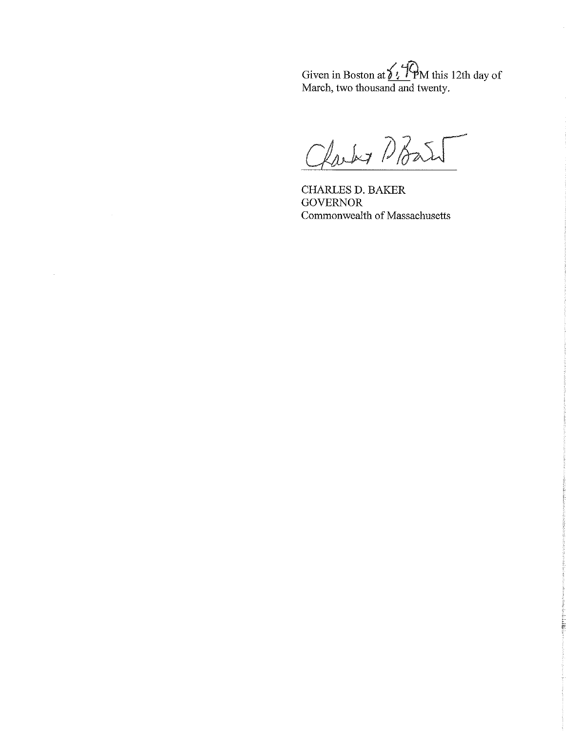Given in Boston at 5:40 PM this 12th day of March, two thousand and twenty.

CHARLES D. BAKER
GOVERNOR
Commonwealth of Massachusetts